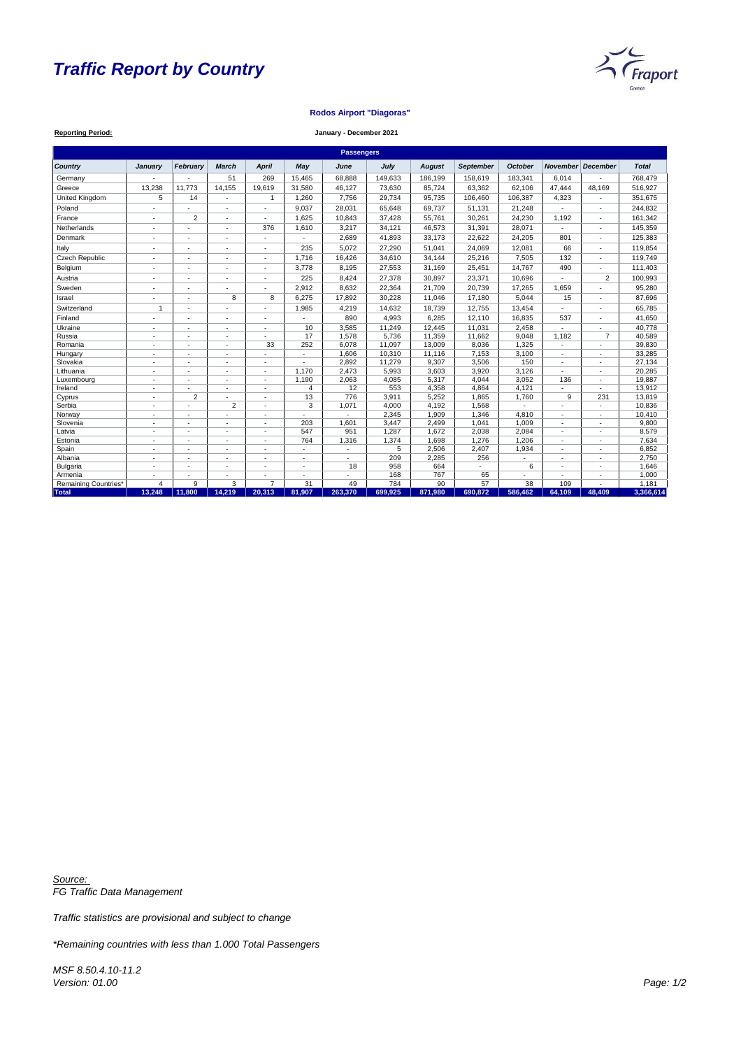# *Traffic Report by Country*

**Rodos Airport "Diagoras"**

**Reporting Period:** **January - December 2021**

| Passengers | | | | | | | | | | | | | |
|---|---|---|---|---|---|---|---|---|---|---|---|---|---|
| *Country* | *January* | *February* | *March* | *April* | *May* | *June* | *July* | *August* | *September* | *October* | *November* | *December* | *Total* |
| Germany | - | - | 51 | 269 | 15,465 | 68,888 | 149,633 | 186,199 | 158,619 | 183,341 | 6,014 | - | 768,479 |
| Greece | 13,238 | 11,773 | 14,155 | 19,619 | 31,580 | 46,127 | 73,630 | 85,724 | 63,362 | 62,106 | 47,444 | 48,169 | 516,927 |
| United Kingdom | 5 | 14 | - | 1 | 1,260 | 7,756 | 29,734 | 95,735 | 106,460 | 106,387 | 4,323 | - | 351,675 |
| Poland | - | - | - | - | 9,037 | 28,031 | 65,648 | 69,737 | 51,131 | 21,248 | - | - | 244,832 |
| France | - | 2 | - | - | 1,625 | 10,843 | 37,428 | 55,761 | 30,261 | 24,230 | 1,192 | - | 161,342 |
| Netherlands | - | - | - | 376 | 1,610 | 3,217 | 34,121 | 46,573 | 31,391 | 28,071 | - | - | 145,359 |
| Denmark | - | - | - | - | - | 2,689 | 41,893 | 33,173 | 22,622 | 24,205 | 801 | - | 125,383 |
| Italy | - | - | - | - | 235 | 5,072 | 27,290 | 51,041 | 24,069 | 12,081 | 66 | - | 119,854 |
| Czech Republic | - | - | - | - | 1,716 | 16,426 | 34,610 | 34,144 | 25,216 | 7,505 | 132 | - | 119,749 |
| Belgium | - | - | - | - | 3,778 | 8,195 | 27,553 | 31,169 | 25,451 | 14,767 | 490 | - | 111,403 |
| Austria | - | - | - | - | 225 | 8,424 | 27,378 | 30,897 | 23,371 | 10,696 | - | 2 | 100,993 |
| Sweden | - | - | - | - | 2,912 | 8,632 | 22,364 | 21,709 | 20,739 | 17,265 | 1,659 | - | 95,280 |
| Israel | - | - | 8 | 8 | 6,275 | 17,892 | 30,228 | 11,046 | 17,180 | 5,044 | 15 | - | 87,696 |
| Switzerland | 1 | - | - | - | 1,985 | 4,219 | 14,632 | 18,739 | 12,755 | 13,454 | - | - | 65,785 |
| Finland | - | - | - | - | - | 890 | 4,993 | 6,285 | 12,110 | 16,835 | 537 | - | 41,650 |
| Ukraine | - | - | - | - | 10 | 3,585 | 11,249 | 12,445 | 11,031 | 2,458 | - | - | 40,778 |
| Russia | - | - | - | - | 17 | 1,578 | 5,736 | 11,359 | 11,662 | 9,048 | 1,182 | 7 | 40,589 |
| Romania | - | - | - | 33 | 252 | 6,078 | 11,097 | 13,009 | 8,036 | 1,325 | - | - | 39,830 |
| Hungary | - | - | - | - | - | 1,606 | 10,310 | 11,116 | 7,153 | 3,100 | - | - | 33,285 |
| Slovakia | - | - | - | - | - | 2,892 | 11,279 | 9,307 | 3,506 | 150 | - | - | 27,134 |
| Lithuania | - | - | - | - | 1,170 | 2,473 | 5,993 | 3,603 | 3,920 | 3,126 | - | - | 20,285 |
| Luxembourg | - | - | - | - | 1,190 | 2,063 | 4,085 | 5,317 | 4,044 | 3,052 | 136 | - | 19,887 |
| Ireland | - | - | - | - | 4 | 12 | 553 | 4,358 | 4,864 | 4,121 | - | - | 13,912 |
| Cyprus | - | 2 | - | - | 13 | 776 | 3,911 | 5,252 | 1,865 | 1,760 | 9 | 231 | 13,819 |
| Serbia | - | - | 2 | - | 3 | 1,071 | 4,000 | 4,192 | 1,568 | - | - | - | 10,836 |
| Norway | - | - | - | - | - | - | 2,345 | 1,909 | 1,346 | 4,810 | - | - | 10,410 |
| Slovenia | - | - | - | - | 203 | 1,601 | 3,447 | 2,499 | 1,041 | 1,009 | - | - | 9,800 |
| Latvia | - | - | - | - | 547 | 951 | 1,287 | 1,672 | 2,038 | 2,084 | - | - | 8,579 |
| Estonia | - | - | - | - | 764 | 1,316 | 1,374 | 1,698 | 1,276 | 1,206 | - | - | 7,634 |
| Spain | - | - | - | - | - | - | 5 | 2,506 | 2,407 | 1,934 | - | - | 6,852 |
| Albania | - | - | - | - | - | - | 209 | 2,285 | 256 | - | - | - | 2,750 |
| Bulgaria | - | - | - | - | - | 18 | 958 | 664 | - | 6 | - | - | 1,646 |
| Armenia | - | - | - | - | - | - | 168 | 767 | 65 | - | - | - | 1,000 |
| Remaining Countries* | 4 | 9 | 3 | 7 | 31 | 49 | 784 | 90 | 57 | 38 | 109 | - | 1,181 |
| **Total** | **13,248** | **11,800** | **14,219** | **20,313** | **81,907** | **263,370** | **699,925** | **871,980** | **690,872** | **586,462** | **64,109** | **48,409** | **3,366,614** |

*Source:*
*FG Traffic Data Management*

*Traffic statistics are provisional and subject to change*

*\*Remaining countries with less than 1.000 Total Passengers*

*MSF 8.50.4.10-11.2*
*Version: 01.00*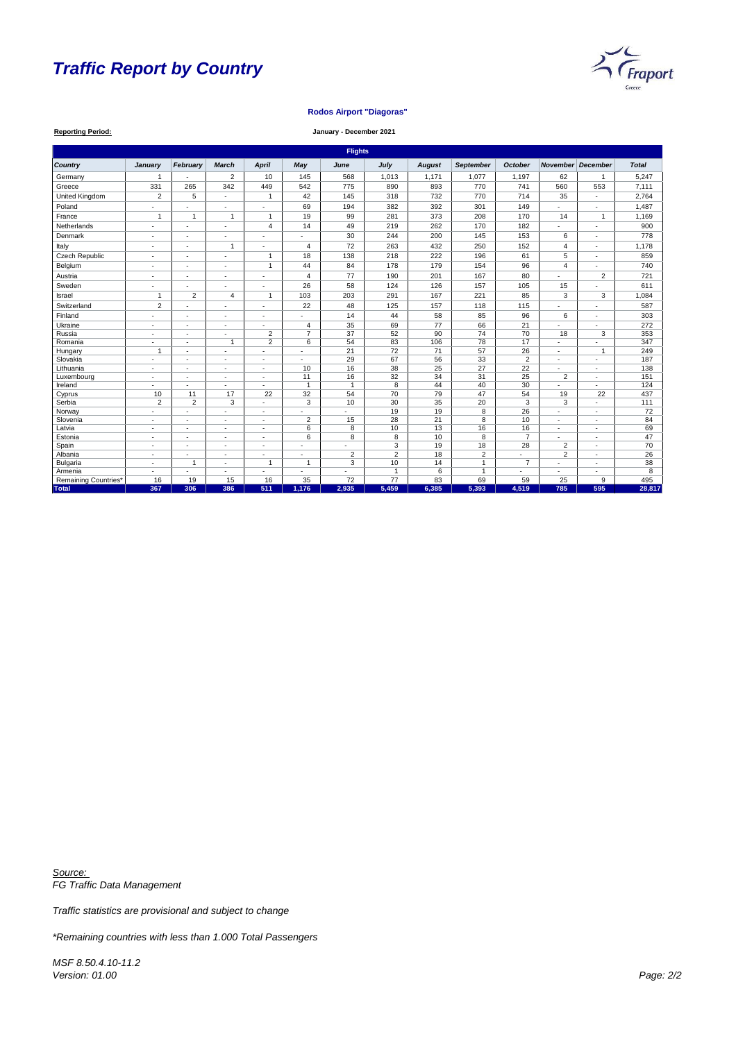# *Traffic Report by Country*

**Rodos Airport "Diagoras"**

**Reporting Period:** January - December 2021

| Flights | | | | | | | | | | | | | |
|---|---|---|---|---|---|---|---|---|---|---|---|---|---|
| *Country* | *January* | *February* | *March* | *April* | *May* | *June* | *July* | *August* | *September* | *October* | *November* | *December* | *Total* |
| Germany | 1 | - | 2 | 10 | 145 | 568 | 1,013 | 1,171 | 1,077 | 1,197 | 62 | 1 | 5,247 |
| Greece | 331 | 265 | 342 | 449 | 542 | 775 | 890 | 893 | 770 | 741 | 560 | 553 | 7,111 |
| United Kingdom | 2 | 5 | - | 1 | 42 | 145 | 318 | 732 | 770 | 714 | 35 | - | 2,764 |
| Poland | - | - | - | - | 69 | 194 | 382 | 392 | 301 | 149 | - | - | 1,487 |
| France | 1 | 1 | 1 | 1 | 19 | 99 | 281 | 373 | 208 | 170 | 14 | 1 | 1,169 |
| Netherlands | - | - | - | 4 | 14 | 49 | 219 | 262 | 170 | 182 | - | - | 900 |
| Denmark | - | - | - | - | - | 30 | 244 | 200 | 145 | 153 | 6 | - | 778 |
| Italy | - | - | 1 | - | 4 | 72 | 263 | 432 | 250 | 152 | 4 | - | 1,178 |
| Czech Republic | - | - | - | 1 | 18 | 138 | 218 | 222 | 196 | 61 | 5 | - | 859 |
| Belgium | - | - | - | 1 | 44 | 84 | 178 | 179 | 154 | 96 | 4 | - | 740 |
| Austria | - | - | - | - | 4 | 77 | 190 | 201 | 167 | 80 | - | 2 | 721 |
| Sweden | - | - | - | - | 26 | 58 | 124 | 126 | 157 | 105 | 15 | - | 611 |
| Israel | 1 | 2 | 4 | 1 | 103 | 203 | 291 | 167 | 221 | 85 | 3 | 3 | 1,084 |
| Switzerland | 2 | - | - | - | 22 | 48 | 125 | 157 | 118 | 115 | - | - | 587 |
| Finland | - | - | - | - | - | 14 | 44 | 58 | 85 | 96 | 6 | - | 303 |
| Ukraine | - | - | - | - | 4 | 35 | 69 | 77 | 66 | 21 | - | - | 272 |
| Russia | - | - | - | 2 | 7 | 37 | 52 | 90 | 74 | 70 | 18 | 3 | 353 |
| Romania | - | - | 1 | 2 | 6 | 54 | 83 | 106 | 78 | 17 | - | - | 347 |
| Hungary | 1 | - | - | - | - | 21 | 72 | 71 | 57 | 26 | - | 1 | 249 |
| Slovakia | - | - | - | - | - | 29 | 67 | 56 | 33 | 2 | - | - | 187 |
| Lithuania | - | - | - | - | 10 | 16 | 38 | 25 | 27 | 22 | - | - | 138 |
| Luxembourg | - | - | - | - | 11 | 16 | 32 | 34 | 31 | 25 | 2 | - | 151 |
| Ireland | - | - | - | - | 1 | 1 | 8 | 44 | 40 | 30 | - | - | 124 |
| Cyprus | 10 | 11 | 17 | 22 | 32 | 54 | 70 | 79 | 47 | 54 | 19 | 22 | 437 |
| Serbia | 2 | 2 | 3 | - | 3 | 10 | 30 | 35 | 20 | 3 | 3 | - | 111 |
| Norway | - | - | - | - | - | - | 19 | 19 | 8 | 26 | - | - | 72 |
| Slovenia | - | - | - | - | 2 | 15 | 28 | 21 | 8 | 10 | - | - | 84 |
| Latvia | - | - | - | - | 6 | 8 | 10 | 13 | 16 | 16 | - | - | 69 |
| Estonia | - | - | - | - | 6 | 8 | 8 | 10 | 8 | 7 | - | - | 47 |
| Spain | - | - | - | - | - | - | 3 | 19 | 18 | 28 | 2 | - | 70 |
| Albania | - | - | - | - | - | 2 | 2 | 18 | 2 | - | 2 | - | 26 |
| Bulgaria | - | 1 | - | 1 | 1 | 3 | 10 | 14 | 1 | 7 | - | - | 38 |
| Armenia | - | - | - | - | - | - | 1 | 6 | 1 | - | - | - | 8 |
| Remaining Countries* | 16 | 19 | 15 | 16 | 35 | 72 | 77 | 83 | 69 | 59 | 25 | 9 | 495 |
| **Total** | **367** | **306** | **386** | **511** | **1,176** | **2,935** | **5,459** | **6,385** | **5,393** | **4,519** | **785** | **595** | **28,817** |

*Source:*
*FG Traffic Data Management*

*Traffic statistics are provisional and subject to change*

*\*Remaining countries with less than 1.000 Total Passengers*

*MSF 8.50.4.10-11.2*
*Version: 01.00*